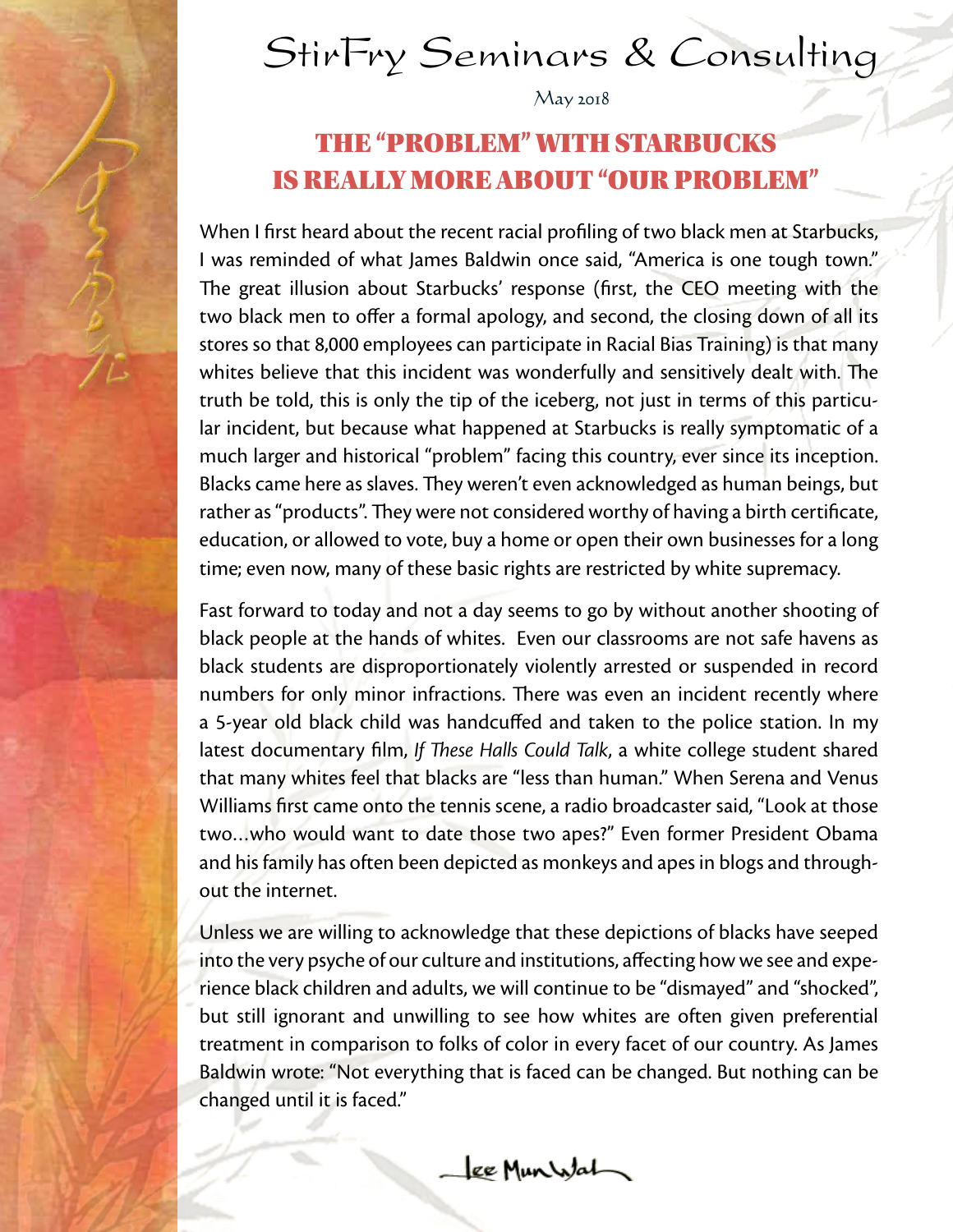# StirFry Seminars & Consulting

May 2018

## THE "PROBLEM" WITH STARBUCKS IS REALLY MORE ABOUT "OUR PROBLEM"

When I first heard about the recent racial profiling of two black men at Starbucks, I was reminded of what James Baldwin once said, "America is one tough town." The great illusion about Starbucks' response (first, the CEO meeting with the two black men to offer a formal apology, and second, the closing down of all its stores so that 8,000 employees can participate in Racial Bias Training) is that many whites believe that this incident was wonderfully and sensitively dealt with. The truth be told, this is only the tip of the iceberg, not just in terms of this particular incident, but because what happened at Starbucks is really symptomatic of a much larger and historical "problem" facing this country, ever since its inception. Blacks came here as slaves. They weren't even acknowledged as human beings, but rather as "products". They were not considered worthy of having a birth certificate, education, or allowed to vote, buy a home or open their own businesses for a long time; even now, many of these basic rights are restricted by white supremacy.

Fast forward to today and not a day seems to go by without another shooting of black people at the hands of whites. Even our classrooms are not safe havens as black students are disproportionately violently arrested or suspended in record numbers for only minor infractions. There was even an incident recently where a 5-year old black child was handcuffed and taken to the police station. In my latest documentary film, *If These Halls Could Talk*, a white college student shared that many whites feel that blacks are "less than human." When Serena and Venus Williams first came onto the tennis scene, a radio broadcaster said, "Look at those two…who would want to date those two apes?" Even former President Obama and his family has often been depicted as monkeys and apes in blogs and throughout the internet.

Unless we are willing to acknowledge that these depictions of blacks have seeped into the very psyche of our culture and institutions, affecting how we see and experience black children and adults, we will continue to be "dismayed" and "shocked", but still ignorant and unwilling to see how whites are often given preferential treatment in comparison to folks of color in every facet of our country. As James Baldwin wrote: "Not everything that is faced can be changed. But nothing can be changed until it is faced."

Lee Mun Wah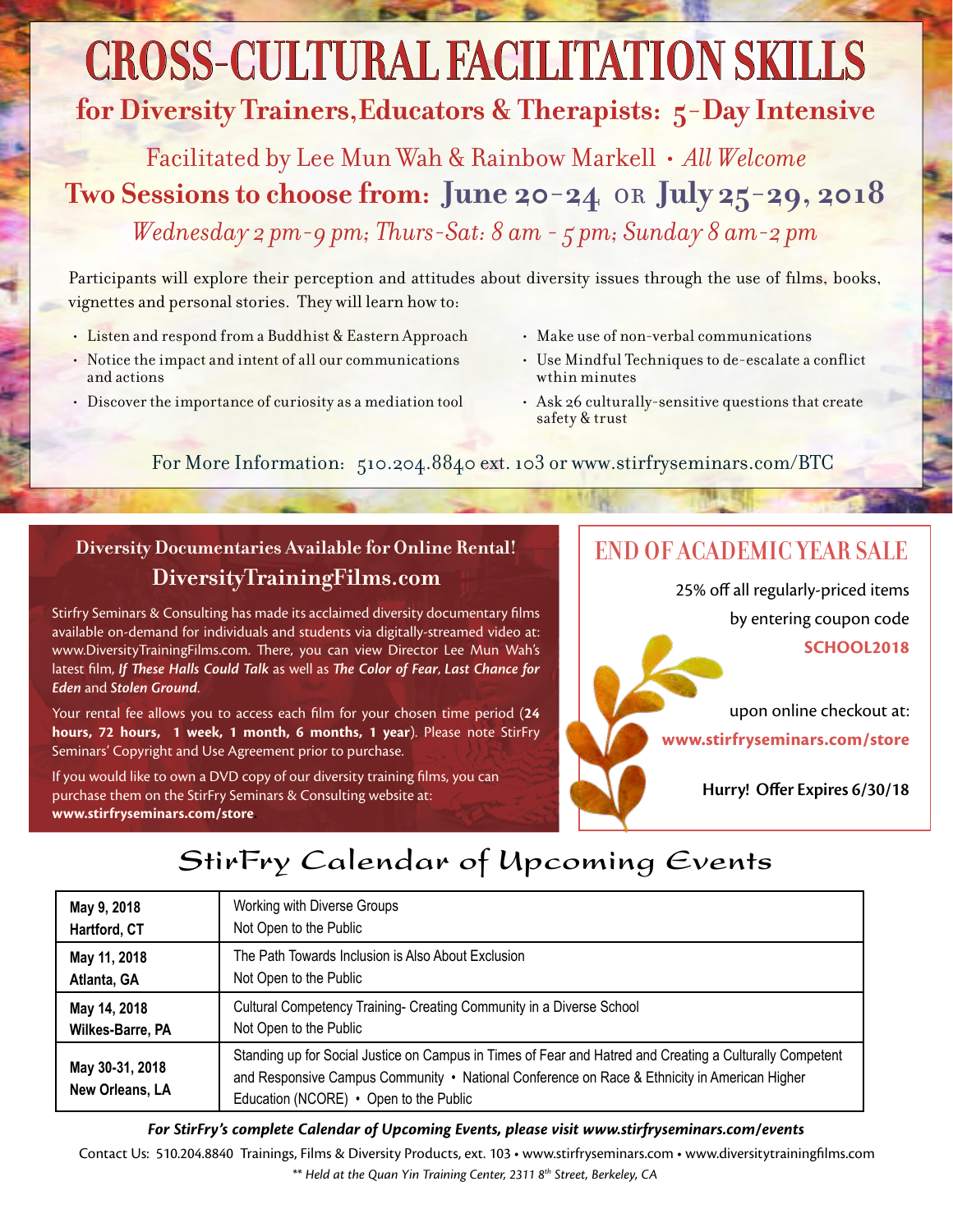# CROSS-CULTURAL FACILITATION SKILLS

## for Diversity Trainers, Educators & Therapists: 5-Day Intensive

Facilitated by Lee Mun Wah & Rainbow Markell • *All Welcome*

**Two Sessions to choose from: June 20-24 OR July 25-29, 2018**

*Wednesday 2 pm-9 pm; Thurs-Sat: 8 am - 5 pm; Sunday 8 am-2 pm*

Participants will explore their perception and attitudes about diversity issues through the use of films, books, vignettes and personal stories. They will learn how to:

- Listen and respond from a Buddhist & Eastern Approach
- Notice the impact and intent of all our communications and actions
- Discover the importance of curiosity as a mediation tool
- Make use of non-verbal communications
- Use Mindful Techniques to de-escalate a conflict wthin minutes
- Ask 26 culturally-sensitive questions that create safety & trust

For More Information: 510.204.8840 ext. 103 or www.stirfryseminars.com/BTC

## Diversity Documentaries Available for Online Rental!

### DiversityTrainingFilms.com

Stirfry Seminars & Consulting has made its acclaimed diversity documentary films available on-demand for individuals and students via digitally-streamed video at: www.DiversityTrainingFilms.com. There, you can view Director Lee Mun Wah's latest film, ***If These Halls Could Talk*** as well as ***The Color of Fear***, ***Last Chance for Eden*** and ***Stolen Ground***.

Your rental fee allows you to access each film for your chosen time period (**24 hours, 72 hours, 1 week, 1 month, 6 months, 1 year**). Please note StirFry Seminars' Copyright and Use Agreement prior to purchase.

If you would like to own a DVD copy of our diversity training films, you can purchase them on the StirFry Seminars & Consulting website at: **www.stirfryseminars.com/store**.

## END OF ACADEMIC YEAR SALE

25% off all regularly-priced items by entering coupon code **SCHOOL2018** upon online checkout at: **www.stirfryseminars.com/store**

**Hurry! Offer Expires 6/30/18**

## StirFry Calendar of Upcoming Events

| | |
|---|---|
| **May 9, 2018**<br>**Hartford, CT** | Working with Diverse Groups<br>Not Open to the Public |
| **May 11, 2018**<br>**Atlanta, GA** | The Path Towards Inclusion is Also About Exclusion<br>Not Open to the Public |
| **May 14, 2018**<br>**Wilkes-Barre, PA** | Cultural Competency Training- Creating Community in a Diverse School<br>Not Open to the Public |
| **May 30-31, 2018**<br>**New Orleans, LA** | Standing up for Social Justice on Campus in Times of Fear and Hatred and Creating a Culturally Competent and Responsive Campus Community • National Conference on Race & Ethnicity in American Higher Education (NCORE) • Open to the Public |

***For StirFry's complete Calendar of Upcoming Events, please visit www.stirfryseminars.com/events***

Contact Us: 510.204.8840 Trainings, Films & Diversity Products, ext. 103 • www.stirfryseminars.com • www.diversitytrainingfilms.com

*** Held at the Quan Yin Training Center, 2311 8th Street, Berkeley, CA*